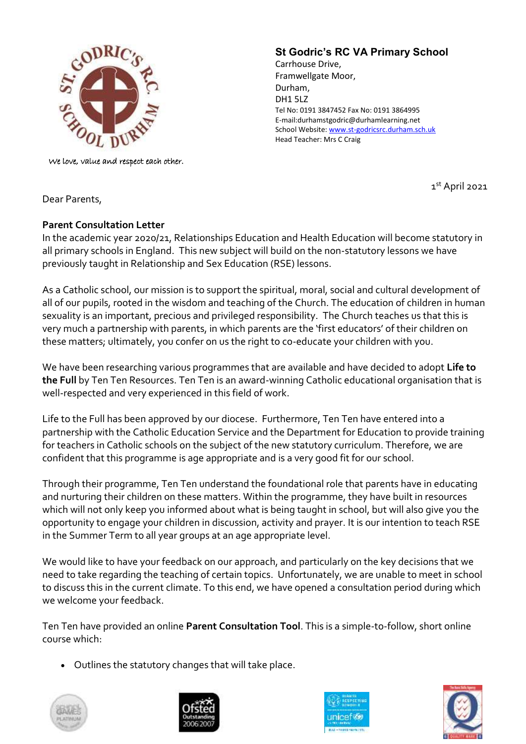**St Godric's RC VA Primary School**
Carrhouse Drive,
Framwellgate Moor,
Durham,
DH1 5LZ
Tel No: 0191 3847452 Fax No: 0191 3864995
E-mail:durhamstgodric@durhamlearning.net
School Website: www.st-godricsrc.durham.sch.uk
Head Teacher: Mrs C Craig

*We love, value and respect each other.*

1st April 2021

Dear Parents,

**Parent Consultation Letter**

In the academic year 2020/21, Relationships Education and Health Education will become statutory in all primary schools in England. This new subject will build on the non-statutory lessons we have previously taught in Relationship and Sex Education (RSE) lessons.

As a Catholic school, our mission is to support the spiritual, moral, social and cultural development of all of our pupils, rooted in the wisdom and teaching of the Church. The education of children in human sexuality is an important, precious and privileged responsibility. The Church teaches us that this is very much a partnership with parents, in which parents are the 'first educators' of their children on these matters; ultimately, you confer on us the right to co-educate your children with you.

We have been researching various programmes that are available and have decided to adopt **Life to the Full** by Ten Ten Resources. Ten Ten is an award-winning Catholic educational organisation that is well-respected and very experienced in this field of work.

Life to the Full has been approved by our diocese. Furthermore, Ten Ten have entered into a partnership with the Catholic Education Service and the Department for Education to provide training for teachers in Catholic schools on the subject of the new statutory curriculum. Therefore, we are confident that this programme is age appropriate and is a very good fit for our school.

Through their programme, Ten Ten understand the foundational role that parents have in educating and nurturing their children on these matters. Within the programme, they have built in resources which will not only keep you informed about what is being taught in school, but will also give you the opportunity to engage your children in discussion, activity and prayer. It is our intention to teach RSE in the Summer Term to all year groups at an age appropriate level.

We would like to have your feedback on our approach, and particularly on the key decisions that we need to take regarding the teaching of certain topics. Unfortunately, we are unable to meet in school to discuss this in the current climate. To this end, we have opened a consultation period during which we welcome your feedback.

Ten Ten have provided an online **Parent Consultation Tool**. This is a simple-to-follow, short online course which:

- Outlines the statutory changes that will take place.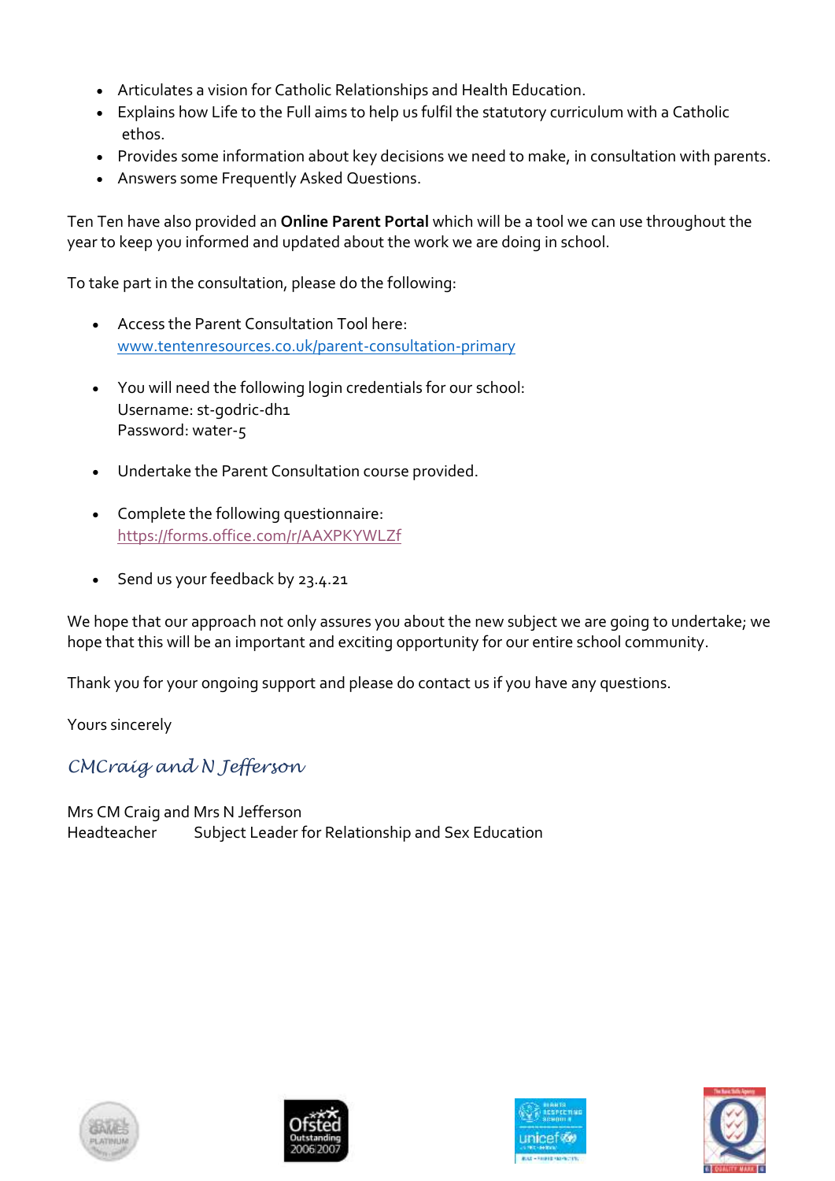- Articulates a vision for Catholic Relationships and Health Education.
- Explains how Life to the Full aims to help us fulfil the statutory curriculum with a Catholic ethos.
- Provides some information about key decisions we need to make, in consultation with parents.
- Answers some Frequently Asked Questions.

Ten Ten have also provided an **Online Parent Portal** which will be a tool we can use throughout the year to keep you informed and updated about the work we are doing in school.

To take part in the consultation, please do the following:

- Access the Parent Consultation Tool here: [www.tentenresources.co.uk/parent-consultation-primary](www.tentenresources.co.uk/parent-consultation-primary)

- You will need the following login credentials for our school:
  Username: st-godric-dh1
  Password: water-5

- Undertake the Parent Consultation course provided.

- Complete the following questionnaire: [https://forms.office.com/r/AAXPKYWLZf](https://forms.office.com/r/AAXPKYWLZf)

- Send us your feedback by 23.4.21

We hope that our approach not only assures you about the new subject we are going to undertake; we hope that this will be an important and exciting opportunity for our entire school community.

Thank you for your ongoing support and please do contact us if you have any questions.

Yours sincerely

*CMCraig and N Jefferson*

Mrs CM Craig and Mrs N Jefferson
Headteacher Subject Leader for Relationship and Sex Education